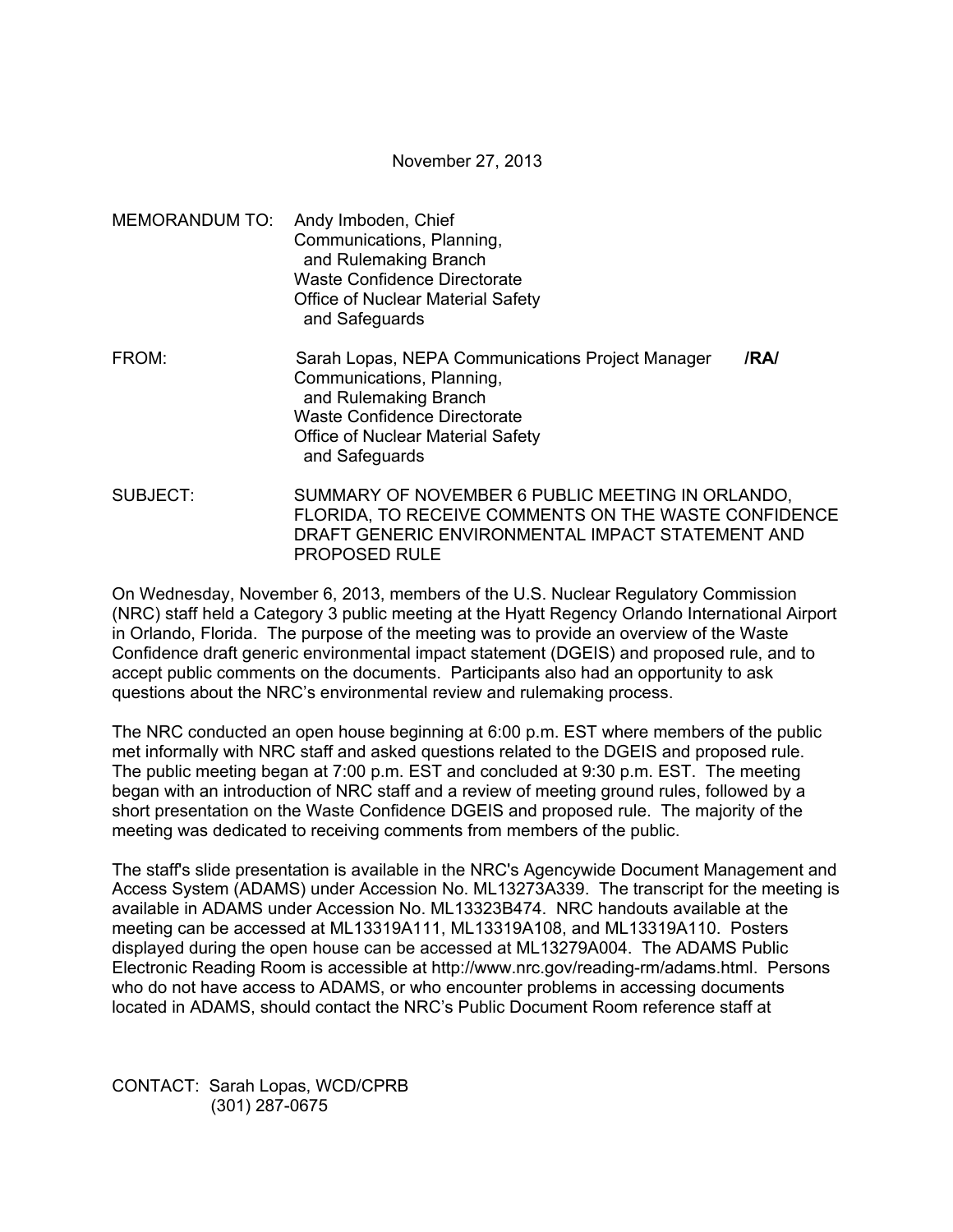November 27, 2013

MEMORANDUM TO: Andy Imboden, Chief
Communications, Planning,
and Rulemaking Branch
Waste Confidence Directorate
Office of Nuclear Material Safety
and Safeguards

FROM: Sarah Lopas, NEPA Communications Project Manager **/RA/**
Communications, Planning,
and Rulemaking Branch
Waste Confidence Directorate
Office of Nuclear Material Safety
and Safeguards

SUBJECT: SUMMARY OF NOVEMBER 6 PUBLIC MEETING IN ORLANDO, FLORIDA, TO RECEIVE COMMENTS ON THE WASTE CONFIDENCE DRAFT GENERIC ENVIRONMENTAL IMPACT STATEMENT AND PROPOSED RULE

On Wednesday, November 6, 2013, members of the U.S. Nuclear Regulatory Commission (NRC) staff held a Category 3 public meeting at the Hyatt Regency Orlando International Airport in Orlando, Florida. The purpose of the meeting was to provide an overview of the Waste Confidence draft generic environmental impact statement (DGEIS) and proposed rule, and to accept public comments on the documents. Participants also had an opportunity to ask questions about the NRC's environmental review and rulemaking process.

The NRC conducted an open house beginning at 6:00 p.m. EST where members of the public met informally with NRC staff and asked questions related to the DGEIS and proposed rule. The public meeting began at 7:00 p.m. EST and concluded at 9:30 p.m. EST. The meeting began with an introduction of NRC staff and a review of meeting ground rules, followed by a short presentation on the Waste Confidence DGEIS and proposed rule. The majority of the meeting was dedicated to receiving comments from members of the public.

The staff's slide presentation is available in the NRC's Agencywide Document Management and Access System (ADAMS) under Accession No. ML13273A339. The transcript for the meeting is available in ADAMS under Accession No. ML13323B474. NRC handouts available at the meeting can be accessed at ML13319A111, ML13319A108, and ML13319A110. Posters displayed during the open house can be accessed at ML13279A004. The ADAMS Public Electronic Reading Room is accessible at http://www.nrc.gov/reading-rm/adams.html. Persons who do not have access to ADAMS, or who encounter problems in accessing documents located in ADAMS, should contact the NRC's Public Document Room reference staff at

CONTACT: Sarah Lopas, WCD/CPRB
(301) 287-0675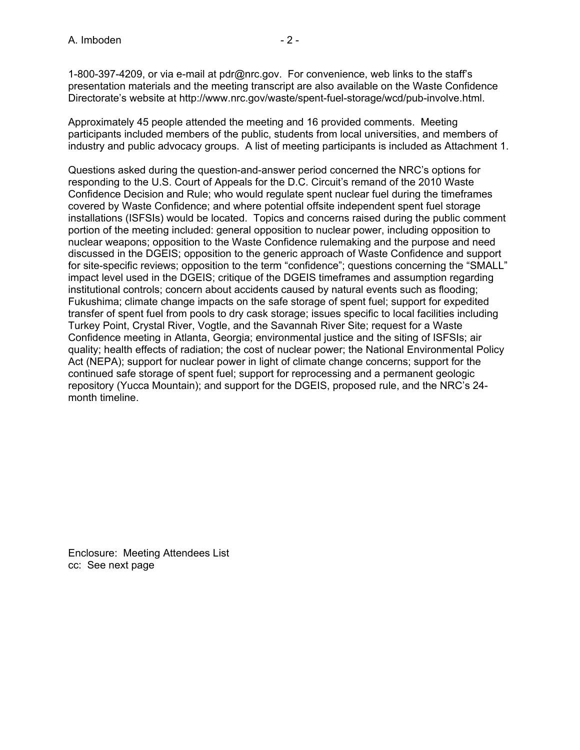1-800-397-4209, or via e-mail at pdr@nrc.gov. For convenience, web links to the staff's presentation materials and the meeting transcript are also available on the Waste Confidence Directorate's website at http://www.nrc.gov/waste/spent-fuel-storage/wcd/pub-involve.html.

Approximately 45 people attended the meeting and 16 provided comments. Meeting participants included members of the public, students from local universities, and members of industry and public advocacy groups. A list of meeting participants is included as Attachment 1.

Questions asked during the question-and-answer period concerned the NRC's options for responding to the U.S. Court of Appeals for the D.C. Circuit's remand of the 2010 Waste Confidence Decision and Rule; who would regulate spent nuclear fuel during the timeframes covered by Waste Confidence; and where potential offsite independent spent fuel storage installations (ISFSIs) would be located. Topics and concerns raised during the public comment portion of the meeting included: general opposition to nuclear power, including opposition to nuclear weapons; opposition to the Waste Confidence rulemaking and the purpose and need discussed in the DGEIS; opposition to the generic approach of Waste Confidence and support for site-specific reviews; opposition to the term "confidence"; questions concerning the "SMALL" impact level used in the DGEIS; critique of the DGEIS timeframes and assumption regarding institutional controls; concern about accidents caused by natural events such as flooding; Fukushima; climate change impacts on the safe storage of spent fuel; support for expedited transfer of spent fuel from pools to dry cask storage; issues specific to local facilities including Turkey Point, Crystal River, Vogtle, and the Savannah River Site; request for a Waste Confidence meeting in Atlanta, Georgia; environmental justice and the siting of ISFSIs; air quality; health effects of radiation; the cost of nuclear power; the National Environmental Policy Act (NEPA); support for nuclear power in light of climate change concerns; support for the continued safe storage of spent fuel; support for reprocessing and a permanent geologic repository (Yucca Mountain); and support for the DGEIS, proposed rule, and the NRC's 24-month timeline.

Enclosure: Meeting Attendees List
cc: See next page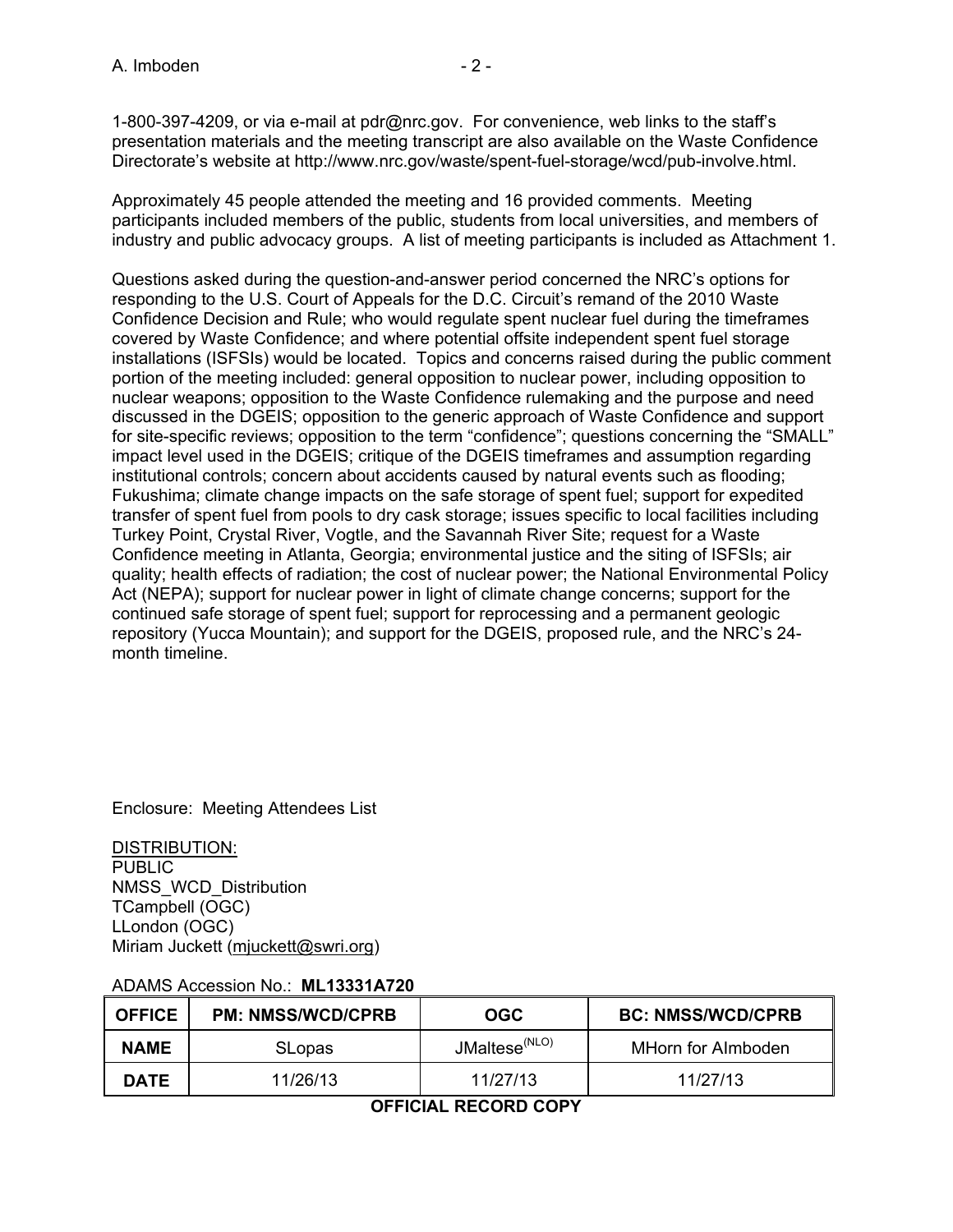1-800-397-4209, or via e-mail at pdr@nrc.gov. For convenience, web links to the staff's presentation materials and the meeting transcript are also available on the Waste Confidence Directorate's website at http://www.nrc.gov/waste/spent-fuel-storage/wcd/pub-involve.html.

Approximately 45 people attended the meeting and 16 provided comments. Meeting participants included members of the public, students from local universities, and members of industry and public advocacy groups. A list of meeting participants is included as Attachment 1.

Questions asked during the question-and-answer period concerned the NRC's options for responding to the U.S. Court of Appeals for the D.C. Circuit's remand of the 2010 Waste Confidence Decision and Rule; who would regulate spent nuclear fuel during the timeframes covered by Waste Confidence; and where potential offsite independent spent fuel storage installations (ISFSIs) would be located. Topics and concerns raised during the public comment portion of the meeting included: general opposition to nuclear power, including opposition to nuclear weapons; opposition to the Waste Confidence rulemaking and the purpose and need discussed in the DGEIS; opposition to the generic approach of Waste Confidence and support for site-specific reviews; opposition to the term "confidence"; questions concerning the "SMALL" impact level used in the DGEIS; critique of the DGEIS timeframes and assumption regarding institutional controls; concern about accidents caused by natural events such as flooding; Fukushima; climate change impacts on the safe storage of spent fuel; support for expedited transfer of spent fuel from pools to dry cask storage; issues specific to local facilities including Turkey Point, Crystal River, Vogtle, and the Savannah River Site; request for a Waste Confidence meeting in Atlanta, Georgia; environmental justice and the siting of ISFSIs; air quality; health effects of radiation; the cost of nuclear power; the National Environmental Policy Act (NEPA); support for nuclear power in light of climate change concerns; support for the continued safe storage of spent fuel; support for reprocessing and a permanent geologic repository (Yucca Mountain); and support for the DGEIS, proposed rule, and the NRC's 24-month timeline.

Enclosure: Meeting Attendees List

DISTRIBUTION:
PUBLIC
NMSS_WCD_Distribution
TCampbell (OGC)
LLondon (OGC)
Miriam Juckett (mjuckett@swri.org)

ADAMS Accession No.: **ML13331A720**

| **OFFICE** | **PM: NMSS/WCD/CPRB** | **OGC** | **BC: NMSS/WCD/CPRB** |
|---|---|---|---|
| **NAME** | SLopas | JMaltese (NLO) | MHorn for AImboden |
| **DATE** | 11/26/13 | 11/27/13 | 11/27/13 |

**OFFICIAL RECORD COPY**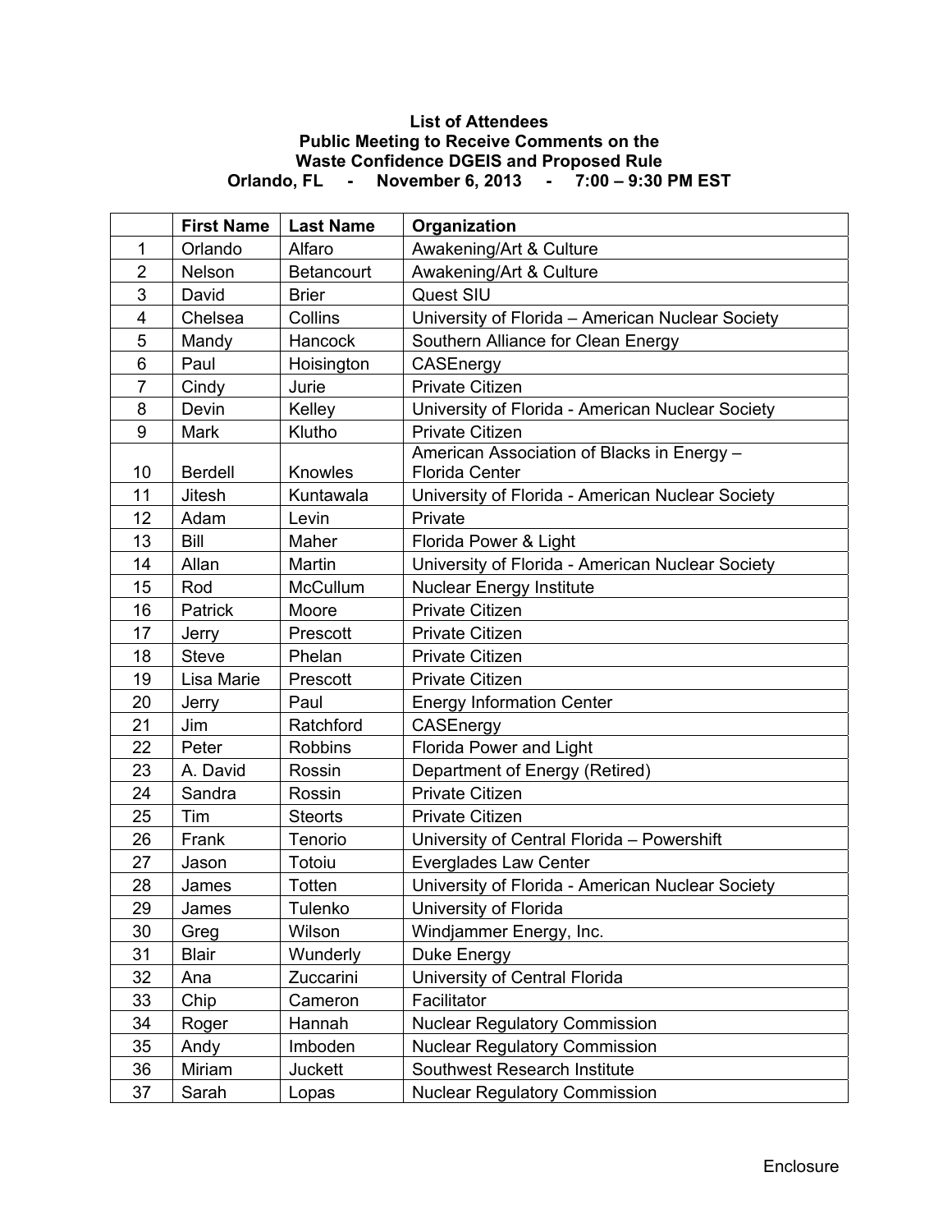**List of Attendees**
**Public Meeting to Receive Comments on the**
**Waste Confidence DGEIS and Proposed Rule**
**Orlando, FL - November 6, 2013 - 7:00 – 9:30 PM EST**

| | First Name | Last Name | Organization |
|---|---|---|---|
| 1 | Orlando | Alfaro | Awakening/Art & Culture |
| 2 | Nelson | Betancourt | Awakening/Art & Culture |
| 3 | David | Brier | Quest SIU |
| 4 | Chelsea | Collins | University of Florida – American Nuclear Society |
| 5 | Mandy | Hancock | Southern Alliance for Clean Energy |
| 6 | Paul | Hoisington | CASEnergy |
| 7 | Cindy | Jurie | Private Citizen |
| 8 | Devin | Kelley | University of Florida - American Nuclear Society |
| 9 | Mark | Klutho | Private Citizen |
| 10 | Berdell | Knowles | American Association of Blacks in Energy – Florida Center |
| 11 | Jitesh | Kuntawala | University of Florida - American Nuclear Society |
| 12 | Adam | Levin | Private |
| 13 | Bill | Maher | Florida Power & Light |
| 14 | Allan | Martin | University of Florida - American Nuclear Society |
| 15 | Rod | McCullum | Nuclear Energy Institute |
| 16 | Patrick | Moore | Private Citizen |
| 17 | Jerry | Prescott | Private Citizen |
| 18 | Steve | Phelan | Private Citizen |
| 19 | Lisa Marie | Prescott | Private Citizen |
| 20 | Jerry | Paul | Energy Information Center |
| 21 | Jim | Ratchford | CASEnergy |
| 22 | Peter | Robbins | Florida Power and Light |
| 23 | A. David | Rossin | Department of Energy (Retired) |
| 24 | Sandra | Rossin | Private Citizen |
| 25 | Tim | Steorts | Private Citizen |
| 26 | Frank | Tenorio | University of Central Florida – Powershift |
| 27 | Jason | Totoiu | Everglades Law Center |
| 28 | James | Totten | University of Florida - American Nuclear Society |
| 29 | James | Tulenko | University of Florida |
| 30 | Greg | Wilson | Windjammer Energy, Inc. |
| 31 | Blair | Wunderly | Duke Energy |
| 32 | Ana | Zuccarini | University of Central Florida |
| 33 | Chip | Cameron | Facilitator |
| 34 | Roger | Hannah | Nuclear Regulatory Commission |
| 35 | Andy | Imboden | Nuclear Regulatory Commission |
| 36 | Miriam | Juckett | Southwest Research Institute |
| 37 | Sarah | Lopas | Nuclear Regulatory Commission |

Enclosure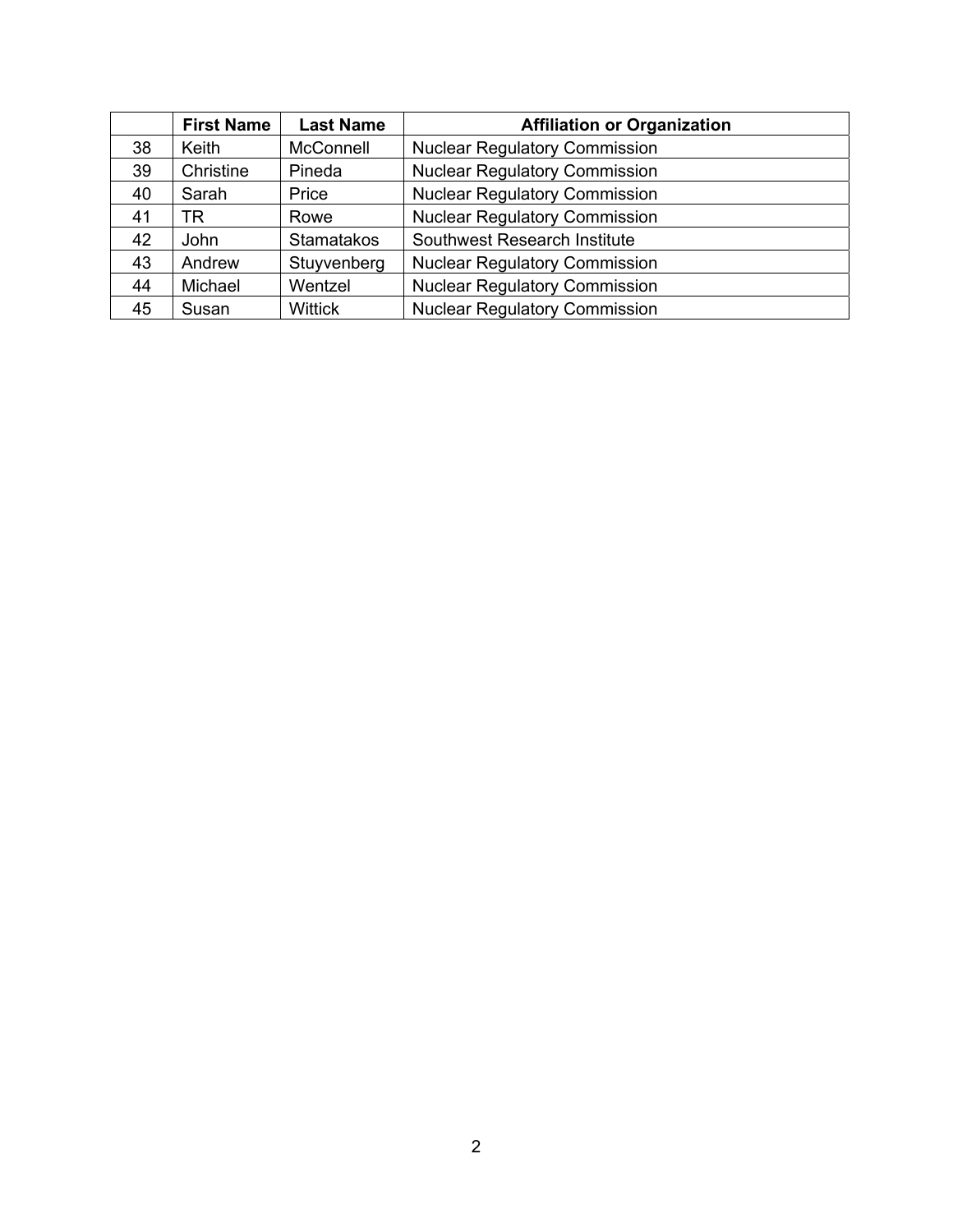| | First Name | Last Name | Affiliation or Organization |
|---|---|---|---|
| 38 | Keith | McConnell | Nuclear Regulatory Commission |
| 39 | Christine | Pineda | Nuclear Regulatory Commission |
| 40 | Sarah | Price | Nuclear Regulatory Commission |
| 41 | TR | Rowe | Nuclear Regulatory Commission |
| 42 | John | Stamatakos | Southwest Research Institute |
| 43 | Andrew | Stuyvenberg | Nuclear Regulatory Commission |
| 44 | Michael | Wentzel | Nuclear Regulatory Commission |
| 45 | Susan | Wittick | Nuclear Regulatory Commission |